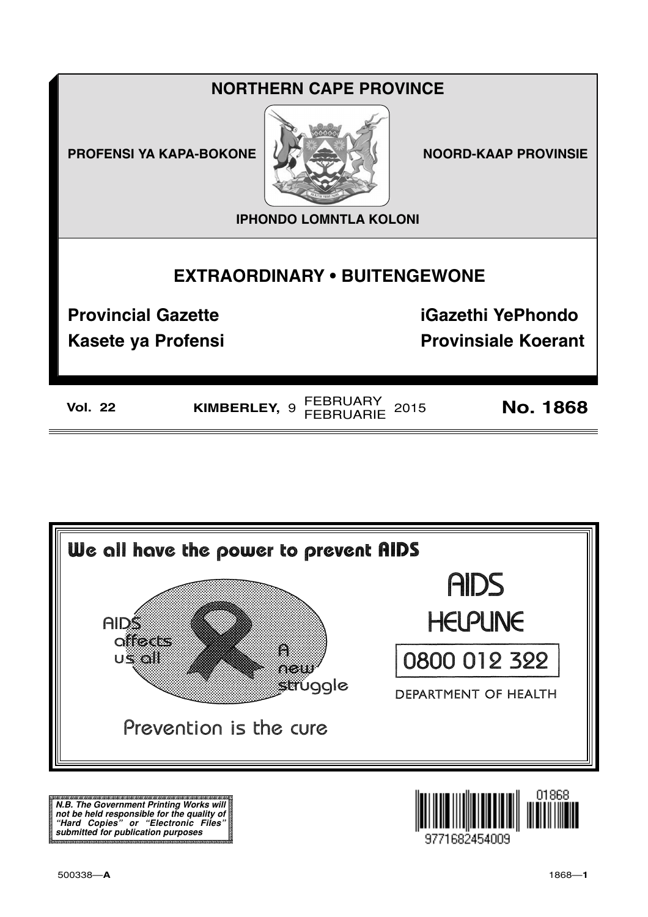# NORTHERN CAPE PROVINCE

**PROFENSI YA KAPA-BOKONE** **NOORD-KAAP PROVINSIE**

**IPHONDO LOMNTLA KOLONI**

## EXTRAORDINARY • BUITENGEWONE

**Provincial Gazette** **iGazethi YePhondo**

**Kasete ya Profensi** **Provinsiale Koerant**

**Vol. 22** **KIMBERLEY,** 9 FEBRUARY / FEBRUARIE 2015 **No. 1868**

**We all have the power to prevent AIDS**

AIDS affects us all

A new struggle

Prevention is the cure

AIDS HELPLINE

0800 012 322

DEPARTMENT OF HEALTH

***N.B. The Government Printing Works will not be held responsible for the quality of "Hard Copies" or "Electronic Files" submitted for publication purposes***

01868

9771682454009

500338—**A**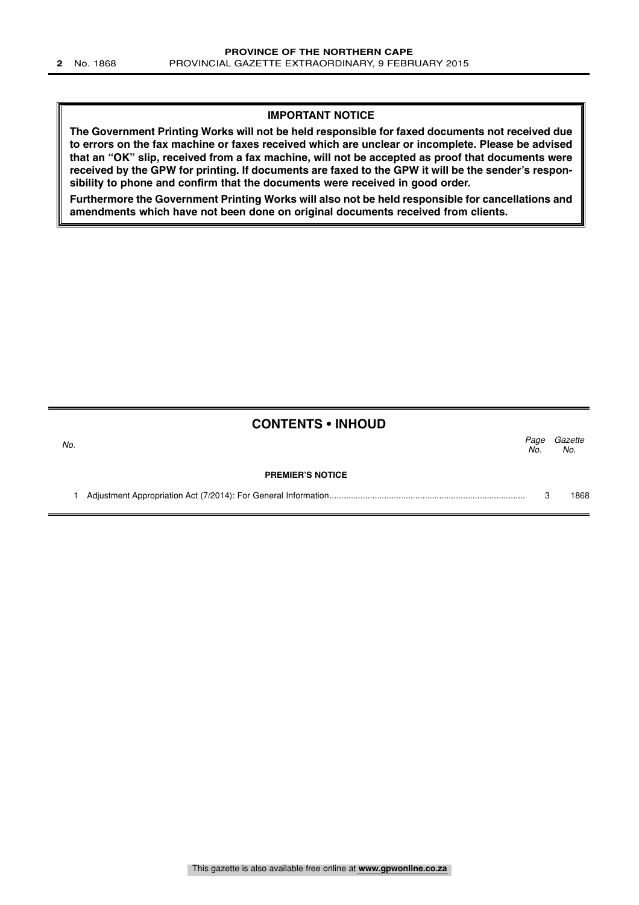**IMPORTANT NOTICE**

**The Government Printing Works will not be held responsible for faxed documents not received due to errors on the fax machine or faxes received which are unclear or incomplete. Please be advised that an "OK" slip, received from a fax machine, will not be accepted as proof that documents were received by the GPW for printing. If documents are faxed to the GPW it will be the sender's responsibility to phone and confirm that the documents were received in good order.**

**Furthermore the Government Printing Works will also not be held responsible for cancellations and amendments which have not been done on original documents received from clients.**

## CONTENTS • INHOUD

| *No.* | | *Page No.* | *Gazette No.* |
|---|---|---|---|
| | **PREMIER'S NOTICE** | | |
| 1 | Adjustment Appropriation Act (7/2014): For General Information | 3 | 1868 |

This gazette is also available free online at **www.gpwonline.co.za**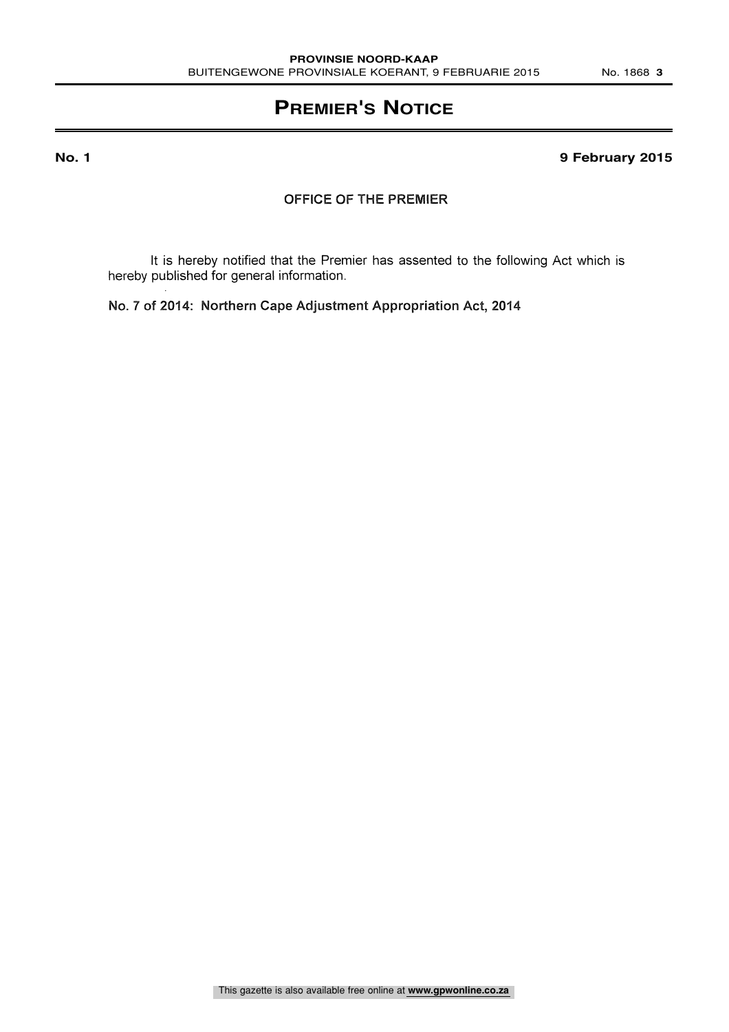# Premier's Notice

**No. 1** **9 February 2015**

OFFICE OF THE PREMIER

It is hereby notified that the Premier has assented to the following Act which is hereby published for general information.

**No. 7 of 2014: Northern Cape Adjustment Appropriation Act, 2014**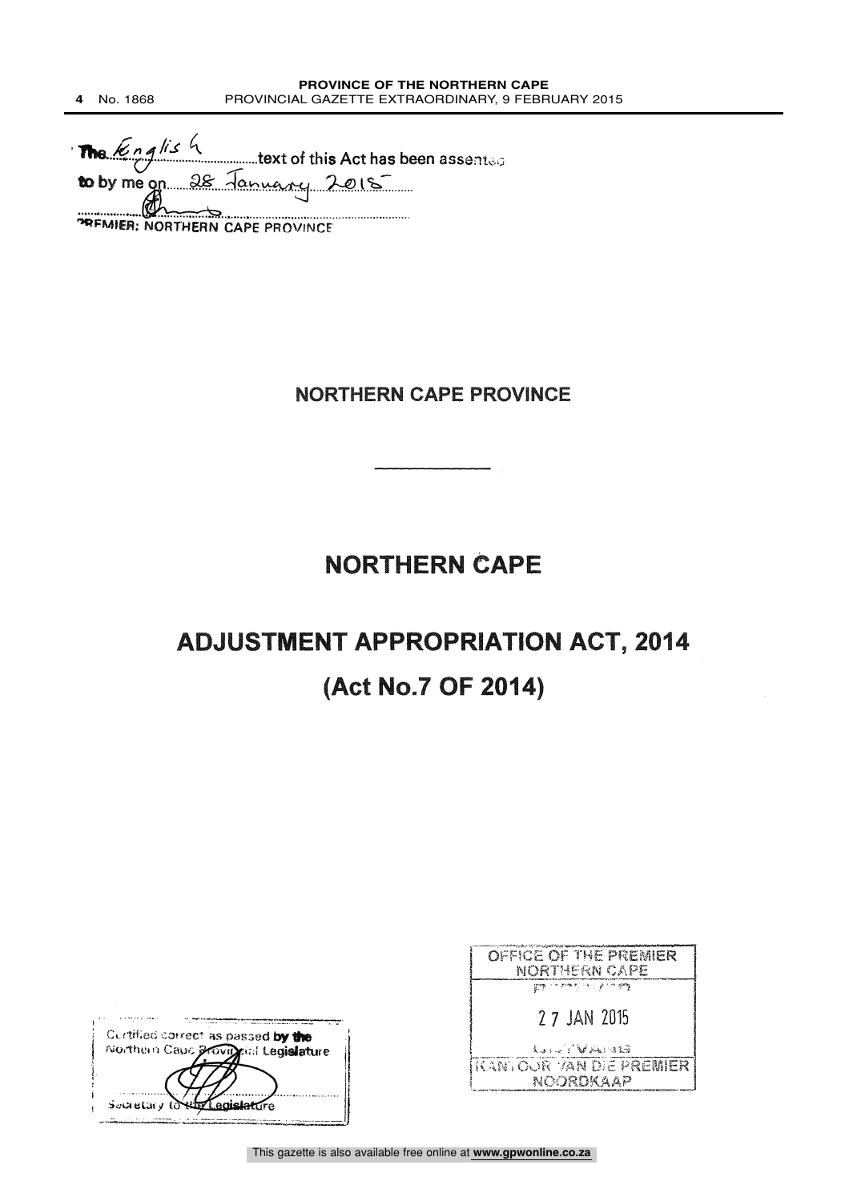The English text of this Act has been assented to by me on 28 January 2015

PREMIER: NORTHERN CAPE PROVINCE

## NORTHERN CAPE PROVINCE

# NORTHERN CAPE

# ADJUSTMENT APPROPRIATION ACT, 2014

## (Act No.7 OF 2014)

Certified correct as passed by the Northern Cape Provincial Legislature

Secretary to the Legislature

OFFICE OF THE PREMIER
NORTHERN CAPE

27 JAN 2015

KANTOOR VAN DIE PREMIER
NOORDKAAP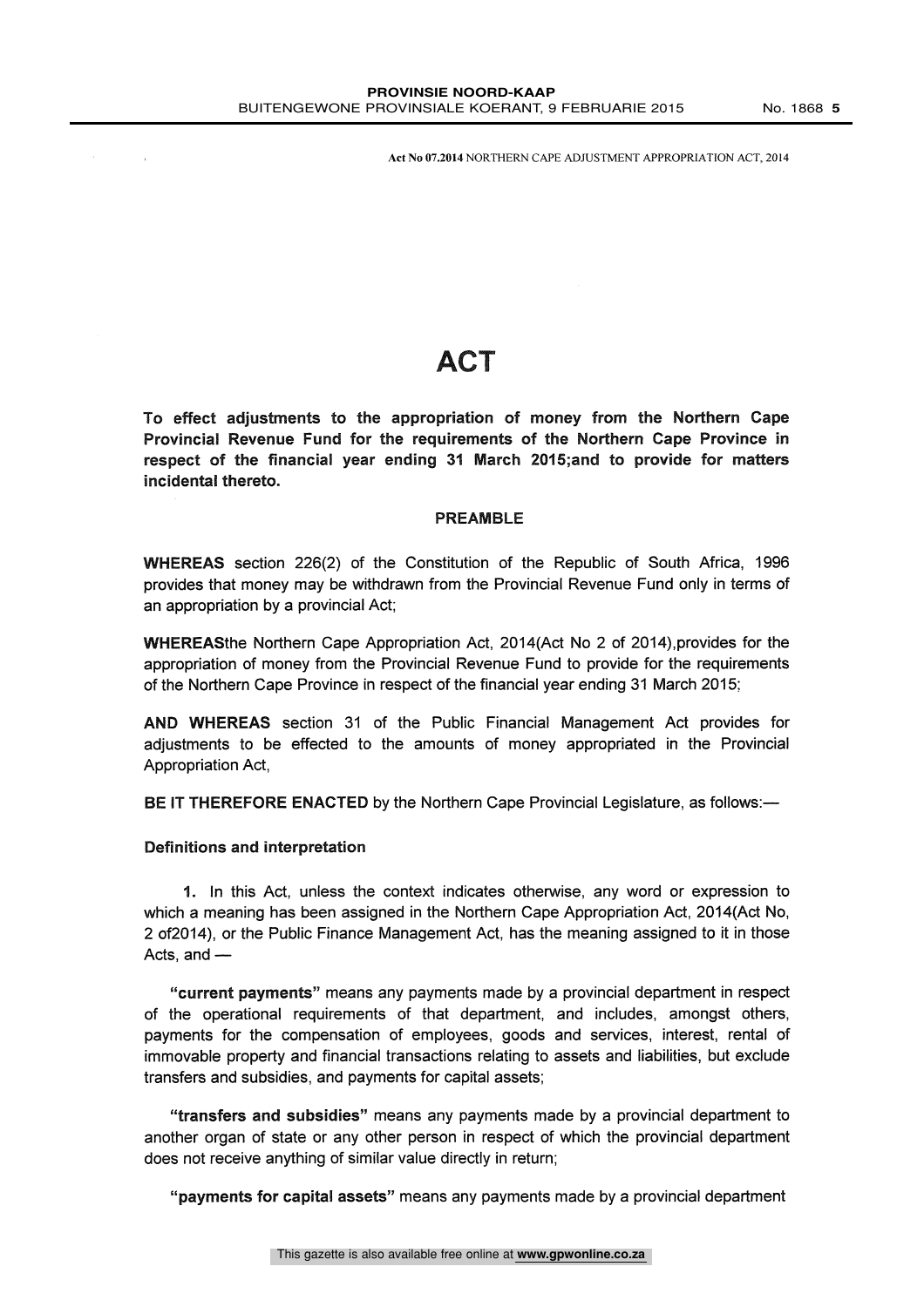# ACT

**To effect adjustments to the appropriation of money from the Northern Cape Provincial Revenue Fund for the requirements of the Northern Cape Province in respect of the financial year ending 31 March 2015;and to provide for matters incidental thereto.**

## PREAMBLE

**WHEREAS** section 226(2) of the Constitution of the Republic of South Africa, 1996 provides that money may be withdrawn from the Provincial Revenue Fund only in terms of an appropriation by a provincial Act;

**WHEREAS**the Northern Cape Appropriation Act, 2014(Act No 2 of 2014),provides for the appropriation of money from the Provincial Revenue Fund to provide for the requirements of the Northern Cape Province in respect of the financial year ending 31 March 2015;

**AND WHEREAS** section 31 of the Public Financial Management Act provides for adjustments to be effected to the amounts of money appropriated in the Provincial Appropriation Act,

**BE IT THEREFORE ENACTED** by the Northern Cape Provincial Legislature, as follows:—

### Definitions and interpretation

**1.** In this Act, unless the context indicates otherwise, any word or expression to which a meaning has been assigned in the Northern Cape Appropriation Act, 2014(Act No, 2 of2014), or the Public Finance Management Act, has the meaning assigned to it in those Acts, and —

**"current payments"** means any payments made by a provincial department in respect of the operational requirements of that department, and includes, amongst others, payments for the compensation of employees, goods and services, interest, rental of immovable property and financial transactions relating to assets and liabilities, but exclude transfers and subsidies, and payments for capital assets;

**"transfers and subsidies"** means any payments made by a provincial department to another organ of state or any other person in respect of which the provincial department does not receive anything of similar value directly in return;

**"payments for capital assets"** means any payments made by a provincial department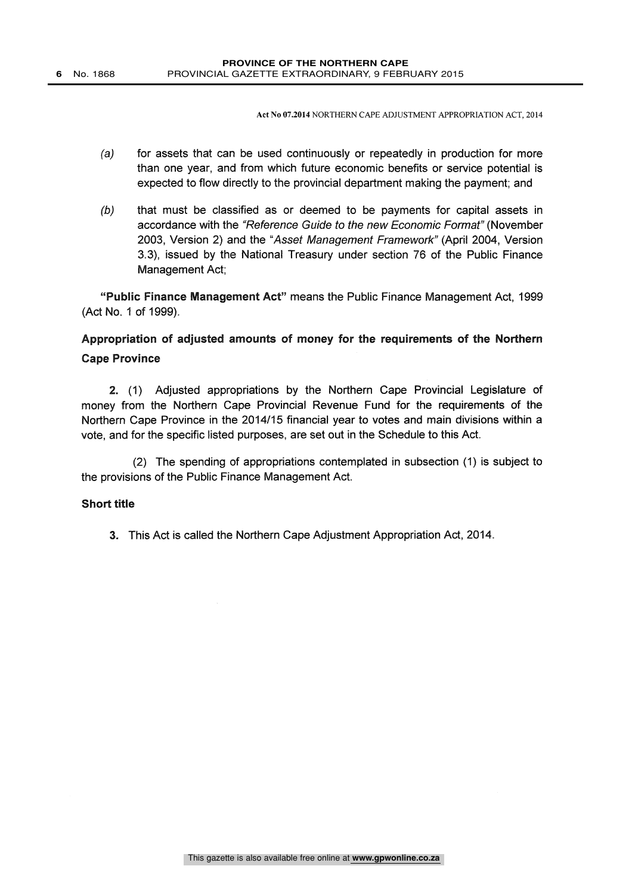(a) for assets that can be used continuously or repeatedly in production for more than one year, and from which future economic benefits or service potential is expected to flow directly to the provincial department making the payment; and

(b) that must be classified as or deemed to be payments for capital assets in accordance with the *"Reference Guide to the new Economic Format"* (November 2003, Version 2) and the "*Asset Management Framework*" (April 2004, Version 3.3), issued by the National Treasury under section 76 of the Public Finance Management Act;

**"Public Finance Management Act"** means the Public Finance Management Act, 1999 (Act No. 1 of 1999).

## Appropriation of adjusted amounts of money for the requirements of the Northern Cape Province

**2.** (1) Adjusted appropriations by the Northern Cape Provincial Legislature of money from the Northern Cape Provincial Revenue Fund for the requirements of the Northern Cape Province in the 2014/15 financial year to votes and main divisions within a vote, and for the specific listed purposes, are set out in the Schedule to this Act.

(2) The spending of appropriations contemplated in subsection (1) is subject to the provisions of the Public Finance Management Act.

## Short title

**3.** This Act is called the Northern Cape Adjustment Appropriation Act, 2014.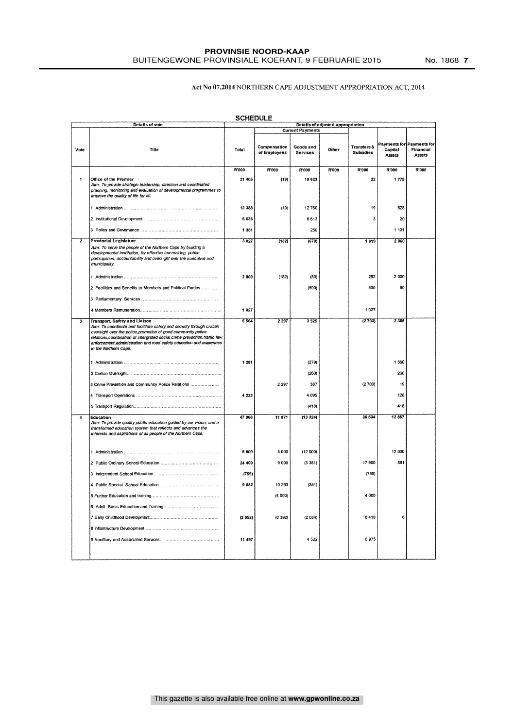**Act No 07.2014** NORTHERN CAPE ADJUSTMENT APPROPRIATION ACT, 2014

## SCHEDULE

| Details of vote | | Details of adjusted appropriation | | | | | | |
|---|---|---|---|---|---|---|---|---|
| | | | Current Payments | | | | | |
| Vote | Title | Total | Compensation of Employees | Goods and Services | Other | Transfers & Subsidies | Payments for Capital Assets | Payments for Financial Assets |
| | | R'000 | R'000 | R'000 | R'000 | R'000 | R'000 | R'000 |
| 1 | **Office of the Premier** *Aim: To provide strategic leadership, direction and coordinated planning, monitoring and evaluation of developmental programmes to improve the quality of life for all.* | **21 405** | **(19)** | **19 623** | | **22** | **1 779** | |
| | 1 Administration | 13 388 | (19) | 12 760 | | 19 | 628 | |
| | 2 Institutional Development | 6 636 | | 6 613 | | 3 | 20 | |
| | 3 Policy and Governance | 1 381 | | 250 | | | 1 131 | |
| 2 | **Provincial Legislature** *Aim: To serve the people of the Northern Cape by building a developmental institution, for effective law making, public participation, accountability and oversight over the Executive and municipality.* | **3 027** | **(182)** | **(670)** | | **1 819** | **2 060** | |
| | 1 Administration | 2 000 | (182) | (80) | | 262 | 2 000 | |
| | 2 Facilities and Benefits to Members and Political Parties | | | (590) | | 530 | 60 | |
| | 3 Parliamentary Services | | | | | | | |
| | 4 Members Remuneration | 1 027 | | | | 1 027 | | |
| 3 | **Transport, Safety and Liaison** *Aim: To coordinate and facilitate safety and security through civilian oversight over the police, promotion of good community police relations, coordination of intergrated social crime prevention, traffic law enforcement, administration and road safety education and awareness in the Northern Cape.* | **5 504** | **2 297** | **3 525** | | **(2 703)** | **2 385** | |
| | 1 Administration | 1 281 | | (279) | | | 1 560 | |
| | 2 Civilian Oversight | | | (260) | | | 260 | |
| | 3 Crime Prevention and Community Police Relations | | 2 297 | 387 | | (2 703) | 19 | |
| | 4 Transport Operations | 4 223 | | 4 095 | | | 128 | |
| | 5 Transport Regulation | | | (418) | | | 418 | |
| 4 | **Education** *Aim: To provide quality public education guided by our vision, and a transformed education system that reflects and advances the interests and aspirations of all people of the Northern Cape.* | **47 968** | **11 871** | **(13 324)** | | **36 534** | **12 887** | |
| | 1 Administration | 5 000 | 5 000 | (12 000) | | | 12 000 | |
| | 2 Public Ordinary School Education | 24 400 | 9 000 | (3 381) | | 17 900 | 881 | |
| | 3 Independent School Education | (759) | | | | (759) | | |
| | 4 Public Special School Education | 9 882 | 10 263 | (381) | | | | |
| | 5 Further Education and training | | (4 000) | | | 4 000 | | |
| | 6 Adult Basic Education and Training | | | | | | | |
| | 7 Early Childhood Development | (2 052) | (8 392) | (2 084) | | 8 418 | 6 | |
| | 8 Infrastructure Development | | | | | | | |
| | 9 Auxilliary and Associated Services | 11 497 | | 4 522 | | 6 975 | | |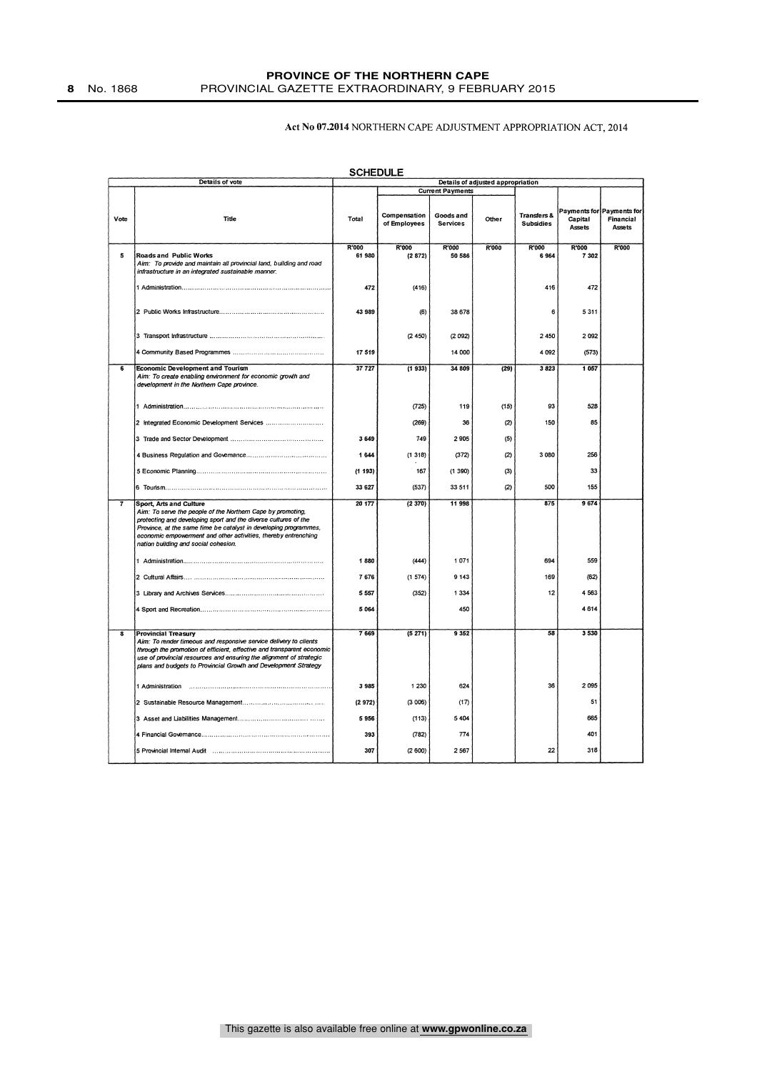Act No 07.2014 NORTHERN CAPE ADJUSTMENT APPROPRIATION ACT, 2014

## SCHEDULE

| Details of vote | | Details of adjusted appropriation | | | | | | |
|---|---|---|---|---|---|---|---|---|
| | | | Current Payments | | | | | |
| Vote | Title | Total | Compensation of Employees | Goods and Services | Other | Transfers & Subsidies | Payments for Capital Assets | Payments for Financial Assets |
| | | R'000 | R'000 | R'000 | R'000 | R'000 | R'000 | R'000 |
| 5 | **Roads and Public Works**<br>*Aim: To provide and maintain all provincial land, building and road infrastructure in an integrated sustainable manner.* | 61 980 | (2 872) | 50 586 | | 6 964 | 7 302 | |
| | 1 Administration | 472 | (416) | | | 416 | 472 | |
| | 2 Public Works Infrastructure | 43 989 | (6) | 38 678 | | 6 | 5 311 | |
| | 3 Transport Infrastructure | | (2 450) | (2 092) | | 2 450 | 2 092 | |
| | 4 Community Based Programmes | 17 519 | | 14 000 | | 4 092 | (573) | |
| 6 | **Economic Development and Tourism**<br>*Aim: To create enabling environment for economic growth and development in the Northern Cape province.* | 37 727 | (1 933) | 34 809 | (29) | 3 823 | 1 057 | |
| | 1 Administration | | (725) | 119 | (15) | 93 | 528 | |
| | 2 Integrated Economic Development Services | | (269) | 36 | (2) | 150 | 85 | |
| | 3 Trade and Sector Development | 3 649 | 749 | 2 905 | (5) | | | |
| | 4 Business Regulation and Governance | 1 644 | (1 318) | (372) | (2) | 3 080 | 256 | |
| | 5 Economic Planning | (1 193) | 167 | (1 390) | (3) | | 33 | |
| | 6 Tourism | 33 627 | (537) | 33 511 | (2) | 500 | 155 | |
| 7 | **Sport, Arts and Culture**<br>*Aim: To serve the people of the Northern Cape by promoting, protecting and developing sport and the diverse cultures of the Province, at the same time be catalyst in developing programmes, economic empowerment and other activities, thereby entrenching nation building and social cohesion.* | 20 177 | (2 370) | 11 998 | | 875 | 9 674 | |
| | 1 Administration | 1 880 | (444) | 1 071 | | 694 | 559 | |
| | 2 Cultural Affairs | 7 676 | (1 574) | 9 143 | | 169 | (62) | |
| | 3 Library and Archives Services | 5 557 | (352) | 1 334 | | 12 | 4 563 | |
| | 4 Sport and Recreation | 5 064 | | 450 | | | 4 614 | |
| 8 | **Provincial Treasury**<br>*Aim: To render timeous and responsive service delivery to clients through the promotion of efficient, effective and transparent economic use of provincial resources and ensuring the alignment of strategic plans and budgets to Provincial Growth and Development Strategy* | 7 669 | (5 271) | 9 352 | | 58 | 3 530 | |
| | 1 Administration | 3 985 | 1 230 | 624 | | 36 | 2 095 | |
| | 2 Sustainable Resource Management | (2 972) | (3 006) | (17) | | | 51 | |
| | 3 Asset and Liabilities Management | 5 956 | (113) | 5 404 | | | 665 | |
| | 4 Financial Governance | 393 | (782) | 774 | | | 401 | |
| | 5 Provincial Internal Audit | 307 | (2 600) | 2 567 | | 22 | 318 | |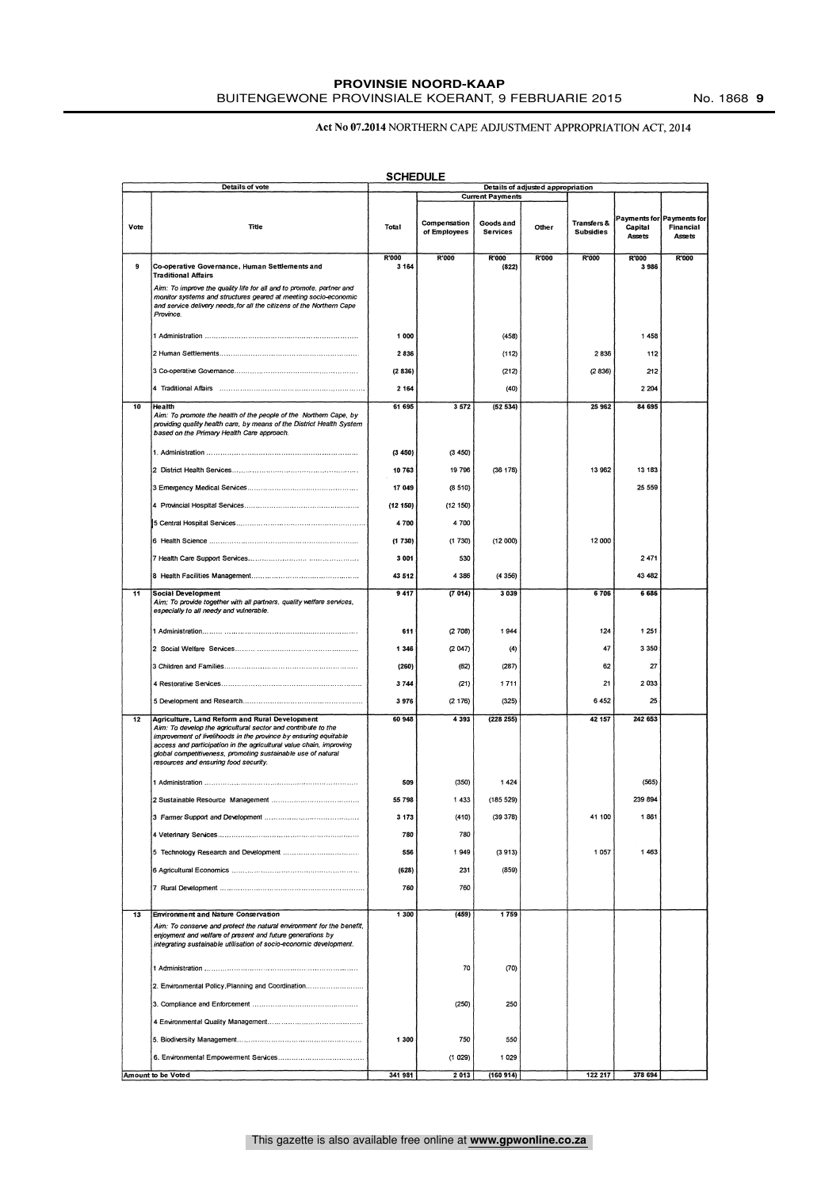**Act No 07.2014** NORTHERN CAPE ADJUSTMENT APPROPRIATION ACT, 2014

**SCHEDULE**

| Details of vote | | Details of adjusted appropriation | | | | | | |
|---|---|---|---|---|---|---|---|---|
| | | | Current Payments | | | | | |
| Vote | Title | Total | Compensation of Employees | Goods and Services | Other | Transfers & Subsidies | Payments for Capital Assets | Payments for Financial Assets |
| | | R'000 | R'000 | R'000 | R'000 | R'000 | R'000 | R'000 |
| 9 | **Co-operative Governance, Human Settlements and Traditional Affairs** | 3 164 | | (822) | | | 3 986 | |
| | *Aim: To improve the quality life for all and to promote, partner and monitor systems and structures geared at meeting socio-economic and service delivery needs, for all the citizens of the Northern Cape Province.* | | | | | | | |
| | 1 Administration | 1 000 | | (458) | | | 1 458 | |
| | 2 Human Settlements | 2 836 | | (112) | | 2 836 | 112 | |
| | 3 Co-operative Governance | (2 836) | | (212) | | (2 836) | 212 | |
| | 4 Traditional Affairs | 2 164 | | (40) | | | 2 204 | |
| 10 | **Health** | 61 695 | 3 572 | (52 534) | | 25 962 | 84 695 | |
| | *Aim: To promote the health of the people of the Northern Cape, by providing quality health care, by means of the District Health System based on the Primary Health Care approach.* | | | | | | | |
| | 1. Administration | (3 450) | (3 450) | | | | | |
| | 2 District Health Services | 10 763 | 19 796 | (36 178) | | 13 962 | 13 183 | |
| | 3 Emergency Medical Services | 17 049 | (8 510) | | | | 25 559 | |
| | 4 Provincial Hospital Services | (12 150) | (12 150) | | | | | |
| | 5 Central Hospital Services | 4 700 | 4 700 | | | | | |
| | 6 Health Science | (1 730) | (1 730) | (12 000) | | 12 000 | | |
| | 7 Health Care Support Services | 3 001 | 530 | | | | 2 471 | |
| | 8 Health Facilities Management | 43 512 | 4 386 | (4 356) | | | 43 482 | |
| 11 | **Social Development** | 9 417 | (7 014) | 3 039 | | 6 706 | 6 686 | |
| | *Aim: To provide together with all partners, quality welfare services, especially to all needy and vulnerable.* | | | | | | | |
| | 1 Administration | 611 | (2 708) | 1 944 | | 124 | 1 251 | |
| | 2 Social Welfare Services | 1 346 | (2 047) | (4) | | 47 | 3 350 | |
| | 3 Children and Families | (260) | (62) | (287) | | 62 | 27 | |
| | 4 Restorative Services | 3 744 | (21) | 1 711 | | 21 | 2 033 | |
| | 5 Development and Research | 3 976 | (2 176) | (325) | | 6 452 | 25 | |
| 12 | **Agriculture, Land Reform and Rural Development** | 60 948 | 4 393 | (228 255) | | 42 157 | 242 653 | |
| | *Aim: To develop the agricultural sector and contribute to the improvement of livelihoods in the province by ensuring equitable access and participation in the agricultural value chain, improving global competitiveness, promoting sustainable use of natural resources and ensuring food security.* | | | | | | | |
| | 1 Administration | 509 | (350) | 1 424 | | | (565) | |
| | 2 Sustainable Resource Management | 55 798 | 1 433 | (185 529) | | | 239 894 | |
| | 3 Farmer Support and Development | 3 173 | (410) | (39 378) | | 41 100 | 1 861 | |
| | 4 Veterinary Services | 780 | 780 | | | | | |
| | 5 Technology Research and Development | 556 | 1 949 | (3 913) | | 1 057 | 1 463 | |
| | 6 Agricultural Economics | (628) | 231 | (859) | | | | |
| | 7 Rural Development | 760 | 760 | | | | | |
| 13 | **Environment and Nature Conservation** | 1 300 | (459) | 1 759 | | | | |
| | *Aim: To conserve and protect the natural environment for the benefit, enjoyment and welfare of present and future generations by integrating sustainable utilisation of socio-economic development.* | | | | | | | |
| | 1 Administration | | 70 | (70) | | | | |
| | 2. Environmental Policy, Planning and Coordination | | | | | | | |
| | 3. Compliance and Enforcement | | (250) | 250 | | | | |
| | 4 Environmental Quality Management | | | | | | | |
| | 5. Biodiversity Management | 1 300 | 750 | 550 | | | | |
| | 6. Environmental Empowerment Services | | (1 029) | 1 029 | | | | |
| **Amount to be Voted** | | 341 981 | 2 013 | (160 914) | | 122 217 | 378 694 | |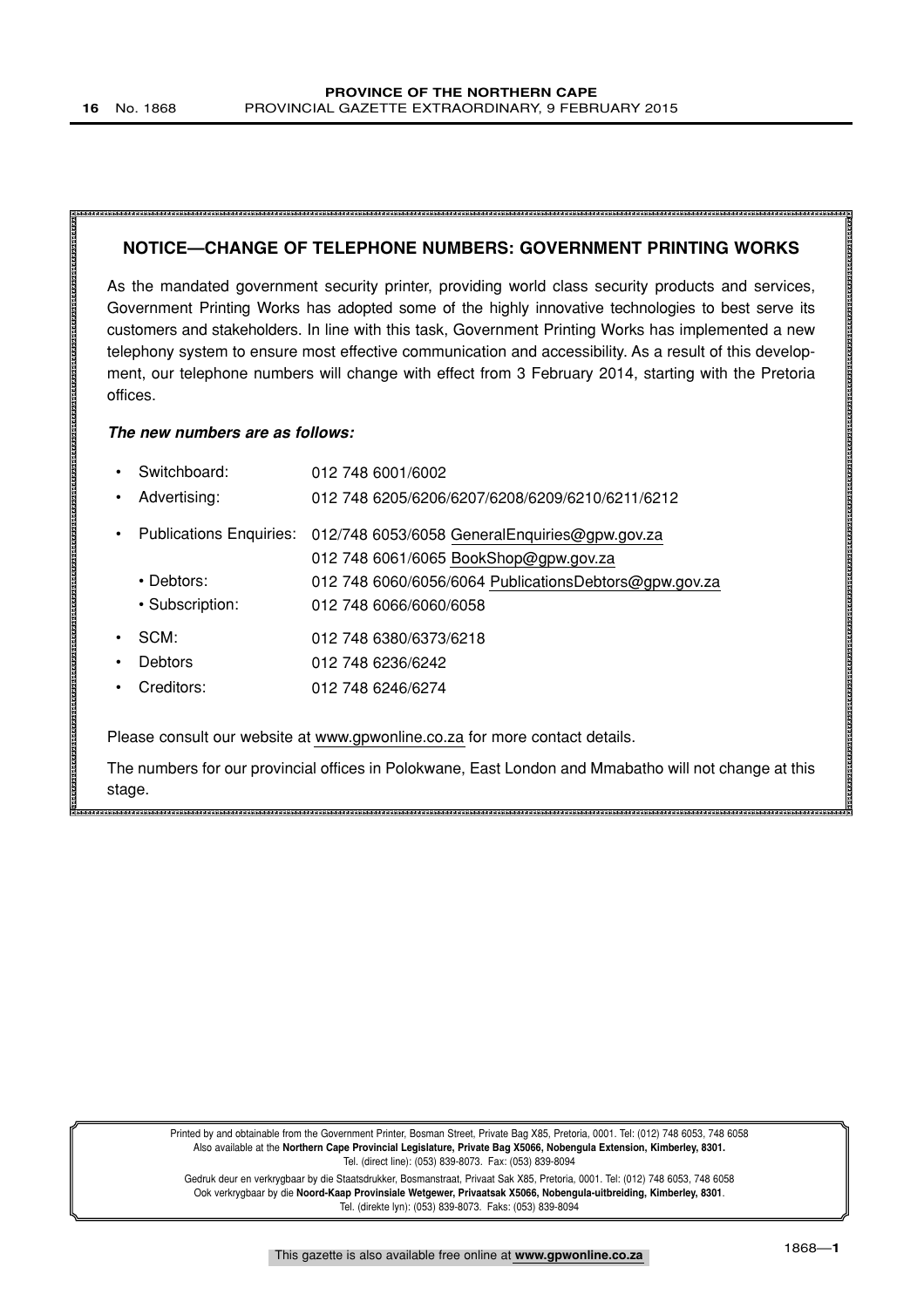## NOTICE—CHANGE OF TELEPHONE NUMBERS: GOVERNMENT PRINTING WORKS

As the mandated government security printer, providing world class security products and services, Government Printing Works has adopted some of the highly innovative technologies to best serve its customers and stakeholders. In line with this task, Government Printing Works has implemented a new telephony system to ensure most effective communication and accessibility. As a result of this development, our telephone numbers will change with effect from 3 February 2014, starting with the Pretoria offices.

***The new numbers are as follows:***

- Switchboard: 012 748 6001/6002
- Advertising: 012 748 6205/6206/6207/6208/6209/6210/6211/6212
- Publications Enquiries: 012/748 6053/6058 GeneralEnquiries@gpw.gov.za
  012 748 6061/6065 BookShop@gpw.gov.za
  - Debtors: 012 748 6060/6056/6064 PublicationsDebtors@gpw.gov.za
  - Subscription: 012 748 6066/6060/6058
- SCM: 012 748 6380/6373/6218
- Debtors 012 748 6236/6242
- Creditors: 012 748 6246/6274

Please consult our website at www.gpwonline.co.za for more contact details.

The numbers for our provincial offices in Polokwane, East London and Mmabatho will not change at this stage.

Printed by and obtainable from the Government Printer, Bosman Street, Private Bag X85, Pretoria, 0001. Tel: (012) 748 6053, 748 6058
Also available at the **Northern Cape Provincial Legislature, Private Bag X5066, Nobengula Extension, Kimberley, 8301.**
Tel. (direct line): (053) 839-8073. Fax: (053) 839-8094

Gedruk deur en verkrygbaar by die Staatsdrukker, Bosmanstraat, Privaat Sak X85, Pretoria, 0001. Tel: (012) 748 6053, 748 6058
Ook verkrygbaar by die **Noord-Kaap Provinsiale Wetgewer, Privaatsak X5066, Nobengula-uitbreiding, Kimberley, 8301**.
Tel. (direkte lyn): (053) 839-8073. Faks: (053) 839-8094